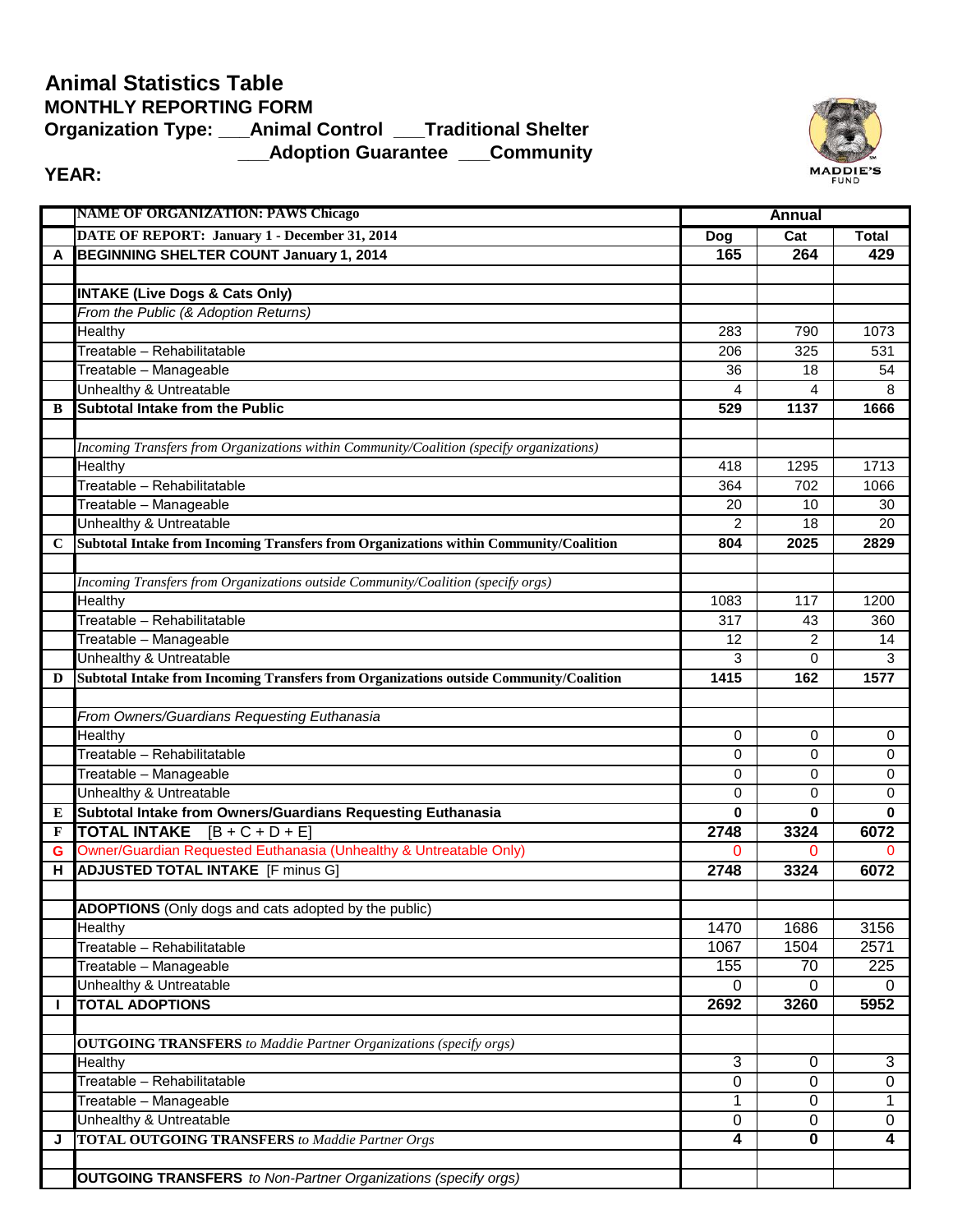# Animal Statistics Table

## MONTHLY REPORTING FORM

**Organization Type: ___Animal Control ___Traditional Shelter ___Adoption Guarantee ___Community**

**YEAR:**

| | NAME OF ORGANIZATION: PAWS Chicago | Annual | | |
|---|---|---|---|---|
| | DATE OF REPORT: January 1 - December 31, 2014 | Dog | Cat | Total |
| A | BEGINNING SHELTER COUNT January 1, 2014 | 165 | 264 | 429 |
| | | | | |
| | INTAKE (Live Dogs & Cats Only) | | | |
| | *From the Public (& Adoption Returns)* | | | |
| | Healthy | 283 | 790 | 1073 |
| | Treatable – Rehabilitatable | 206 | 325 | 531 |
| | Treatable – Manageable | 36 | 18 | 54 |
| | Unhealthy & Untreatable | 4 | 4 | 8 |
| B | Subtotal Intake from the Public | 529 | 1137 | 1666 |
| | | | | |
| | *Incoming Transfers from Organizations within Community/Coalition (specify organizations)* | | | |
| | Healthy | 418 | 1295 | 1713 |
| | Treatable – Rehabilitatable | 364 | 702 | 1066 |
| | Treatable – Manageable | 20 | 10 | 30 |
| | Unhealthy & Untreatable | 2 | 18 | 20 |
| C | Subtotal Intake from Incoming Transfers from Organizations within Community/Coalition | 804 | 2025 | 2829 |
| | | | | |
| | *Incoming Transfers from Organizations outside Community/Coalition (specify orgs)* | | | |
| | Healthy | 1083 | 117 | 1200 |
| | Treatable – Rehabilitatable | 317 | 43 | 360 |
| | Treatable – Manageable | 12 | 2 | 14 |
| | Unhealthy & Untreatable | 3 | 0 | 3 |
| D | Subtotal Intake from Incoming Transfers from Organizations outside Community/Coalition | 1415 | 162 | 1577 |
| | | | | |
| | *From Owners/Guardians Requesting Euthanasia* | | | |
| | Healthy | 0 | 0 | 0 |
| | Treatable – Rehabilitatable | 0 | 0 | 0 |
| | Treatable – Manageable | 0 | 0 | 0 |
| | Unhealthy & Untreatable | 0 | 0 | 0 |
| E | Subtotal Intake from Owners/Guardians Requesting Euthanasia | 0 | 0 | 0 |
| F | TOTAL INTAKE [B + C + D + E] | 2748 | 3324 | 6072 |
| G | Owner/Guardian Requested Euthanasia (Unhealthy & Untreatable Only) | 0 | 0 | 0 |
| H | ADJUSTED TOTAL INTAKE [F minus G] | 2748 | 3324 | 6072 |
| | | | | |
| | **ADOPTIONS** (Only dogs and cats adopted by the public) | | | |
| | Healthy | 1470 | 1686 | 3156 |
| | Treatable – Rehabilitatable | 1067 | 1504 | 2571 |
| | Treatable – Manageable | 155 | 70 | 225 |
| | Unhealthy & Untreatable | 0 | 0 | 0 |
| I | TOTAL ADOPTIONS | 2692 | 3260 | 5952 |
| | | | | |
| | **OUTGOING TRANSFERS** *to Maddie Partner Organizations (specify orgs)* | | | |
| | Healthy | 3 | 0 | 3 |
| | Treatable – Rehabilitatable | 0 | 0 | 0 |
| | Treatable – Manageable | 1 | 0 | 1 |
| | Unhealthy & Untreatable | 0 | 0 | 0 |
| J | **TOTAL OUTGOING TRANSFERS** *to Maddie Partner Orgs* | 4 | 0 | 4 |
| | | | | |
| | **OUTGOING TRANSFERS** *to Non-Partner Organizations (specify orgs)* | | | |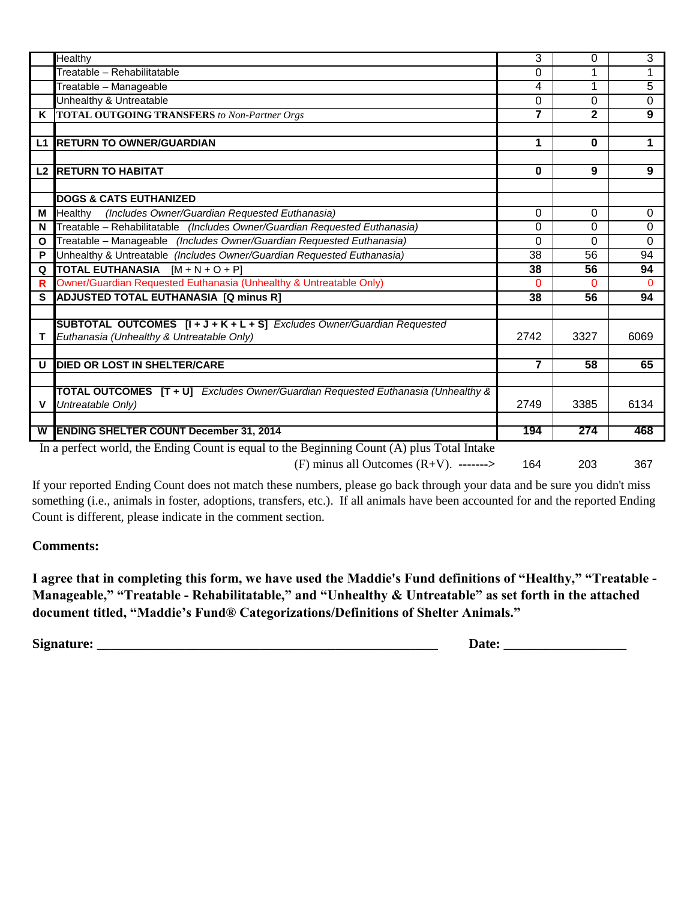| | | | | |
|---|---|---|---|---|
| | Healthy | 3 | 0 | 3 |
| | Treatable – Rehabilitatable | 0 | 1 | 1 |
| | Treatable – Manageable | 4 | 1 | 5 |
| | Unhealthy & Untreatable | 0 | 0 | 0 |
| **K** | **TOTAL OUTGOING TRANSFERS** *to Non-Partner Orgs* | **7** | **2** | **9** |
| | | | | |
| **L1** | **RETURN TO OWNER/GUARDIAN** | **1** | **0** | **1** |
| | | | | |
| **L2** | **RETURN TO HABITAT** | **0** | **9** | **9** |
| | | | | |
| | **DOGS & CATS EUTHANIZED** | | | |
| **M** | Healthy *(Includes Owner/Guardian Requested Euthanasia)* | 0 | 0 | 0 |
| **N** | Treatable – Rehabilitatable *(Includes Owner/Guardian Requested Euthanasia)* | 0 | 0 | 0 |
| **O** | Treatable – Manageable *(Includes Owner/Guardian Requested Euthanasia)* | 0 | 0 | 0 |
| **P** | Unhealthy & Untreatable *(Includes Owner/Guardian Requested Euthanasia)* | 38 | 56 | 94 |
| **Q** | **TOTAL EUTHANASIA** [M + N + O + P] | **38** | **56** | **94** |
| **R** | Owner/Guardian Requested Euthanasia (Unhealthy & Untreatable Only) | 0 | 0 | 0 |
| **S** | **ADJUSTED TOTAL EUTHANASIA [Q minus R]** | **38** | **56** | **94** |
| | | | | |
| **T** | **SUBTOTAL OUTCOMES [I + J + K + L + S]** *Excludes Owner/Guardian Requested Euthanasia (Unhealthy & Untreatable Only)* | 2742 | 3327 | 6069 |
| | | | | |
| **U** | **DIED OR LOST IN SHELTER/CARE** | **7** | **58** | **65** |
| | | | | |
| **V** | **TOTAL OUTCOMES [T + U]** *Excludes Owner/Guardian Requested Euthanasia (Unhealthy & Untreatable Only)* | 2749 | 3385 | 6134 |
| | | | | |
| **W** | **ENDING SHELTER COUNT December 31, 2014** | **194** | **274** | **468** |
| | In a perfect world, the Ending Count is equal to the Beginning Count (A) plus Total Intake (F) minus all Outcomes (R+V). -------> | 164 | 203 | 367 |

If your reported Ending Count does not match these numbers, please go back through your data and be sure you didn't miss something (i.e., animals in foster, adoptions, transfers, etc.). If all animals have been accounted for and the reported Ending Count is different, please indicate in the comment section.

**Comments:**

**I agree that in completing this form, we have used the Maddie's Fund definitions of "Healthy," "Treatable - Manageable," "Treatable - Rehabilitatable," and "Unhealthy & Untreatable" as set forth in the attached document titled, "Maddie's Fund® Categorizations/Definitions of Shelter Animals."**

**Signature:** ____________________________________________________ **Date:** __________________